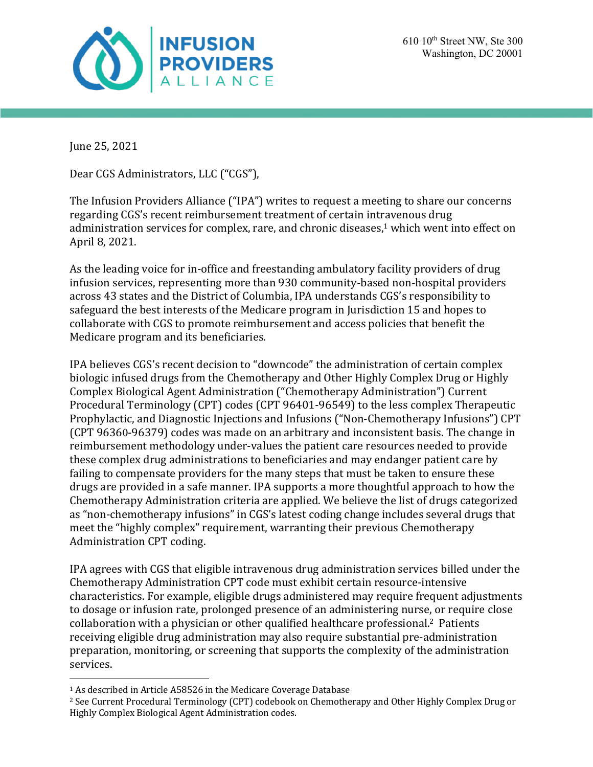INFUSION PROVIDERS ALLIANCE

610 10th Street NW, Ste 300
Washington, DC 20001

June 25, 2021

Dear CGS Administrators, LLC ("CGS"),

The Infusion Providers Alliance ("IPA") writes to request a meeting to share our concerns regarding CGS's recent reimbursement treatment of certain intravenous drug administration services for complex, rare, and chronic diseases,[1] which went into effect on April 8, 2021.

As the leading voice for in-office and freestanding ambulatory facility providers of drug infusion services, representing more than 930 community-based non-hospital providers across 43 states and the District of Columbia, IPA understands CGS's responsibility to safeguard the best interests of the Medicare program in Jurisdiction 15 and hopes to collaborate with CGS to promote reimbursement and access policies that benefit the Medicare program and its beneficiaries.

IPA believes CGS's recent decision to "downcode" the administration of certain complex biologic infused drugs from the Chemotherapy and Other Highly Complex Drug or Highly Complex Biological Agent Administration ("Chemotherapy Administration") Current Procedural Terminology (CPT) codes (CPT 96401-96549) to the less complex Therapeutic Prophylactic, and Diagnostic Injections and Infusions ("Non-Chemotherapy Infusions") CPT (CPT 96360-96379) codes was made on an arbitrary and inconsistent basis. The change in reimbursement methodology under-values the patient care resources needed to provide these complex drug administrations to beneficiaries and may endanger patient care by failing to compensate providers for the many steps that must be taken to ensure these drugs are provided in a safe manner. IPA supports a more thoughtful approach to how the Chemotherapy Administration criteria are applied. We believe the list of drugs categorized as "non-chemotherapy infusions" in CGS's latest coding change includes several drugs that meet the "highly complex" requirement, warranting their previous Chemotherapy Administration CPT coding.

IPA agrees with CGS that eligible intravenous drug administration services billed under the Chemotherapy Administration CPT code must exhibit certain resource-intensive characteristics. For example, eligible drugs administered may require frequent adjustments to dosage or infusion rate, prolonged presence of an administering nurse, or require close collaboration with a physician or other qualified healthcare professional.[2] Patients receiving eligible drug administration may also require substantial pre-administration preparation, monitoring, or screening that supports the complexity of the administration services.

---

[1] As described in Article A58526 in the Medicare Coverage Database

[2] See Current Procedural Terminology (CPT) codebook on Chemotherapy and Other Highly Complex Drug or Highly Complex Biological Agent Administration codes.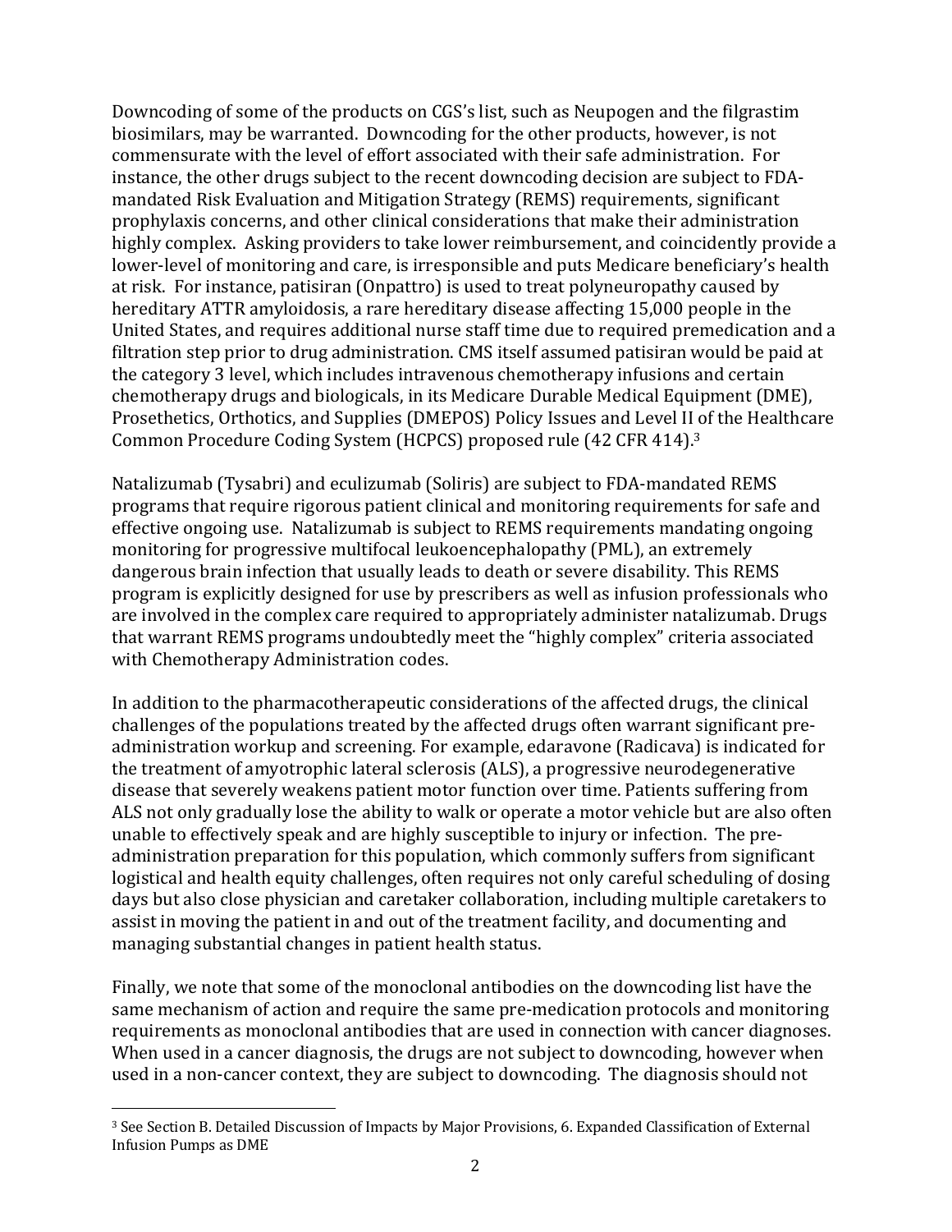Downcoding of some of the products on CGS's list, such as Neupogen and the filgrastim biosimilars, may be warranted. Downcoding for the other products, however, is not commensurate with the level of effort associated with their safe administration. For instance, the other drugs subject to the recent downcoding decision are subject to FDA-mandated Risk Evaluation and Mitigation Strategy (REMS) requirements, significant prophylaxis concerns, and other clinical considerations that make their administration highly complex. Asking providers to take lower reimbursement, and coincidently provide a lower-level of monitoring and care, is irresponsible and puts Medicare beneficiary's health at risk. For instance, patisiran (Onpattro) is used to treat polyneuropathy caused by hereditary ATTR amyloidosis, a rare hereditary disease affecting 15,000 people in the United States, and requires additional nurse staff time due to required premedication and a filtration step prior to drug administration. CMS itself assumed patisiran would be paid at the category 3 level, which includes intravenous chemotherapy infusions and certain chemotherapy drugs and biologicals, in its Medicare Durable Medical Equipment (DME), Prosethetics, Orthotics, and Supplies (DMEPOS) Policy Issues and Level II of the Healthcare Common Procedure Coding System (HCPCS) proposed rule (42 CFR 414).[3]

Natalizumab (Tysabri) and eculizumab (Soliris) are subject to FDA-mandated REMS programs that require rigorous patient clinical and monitoring requirements for safe and effective ongoing use. Natalizumab is subject to REMS requirements mandating ongoing monitoring for progressive multifocal leukoencephalopathy (PML), an extremely dangerous brain infection that usually leads to death or severe disability. This REMS program is explicitly designed for use by prescribers as well as infusion professionals who are involved in the complex care required to appropriately administer natalizumab. Drugs that warrant REMS programs undoubtedly meet the "highly complex" criteria associated with Chemotherapy Administration codes.

In addition to the pharmacotherapeutic considerations of the affected drugs, the clinical challenges of the populations treated by the affected drugs often warrant significant pre-administration workup and screening. For example, edaravone (Radicava) is indicated for the treatment of amyotrophic lateral sclerosis (ALS), a progressive neurodegenerative disease that severely weakens patient motor function over time. Patients suffering from ALS not only gradually lose the ability to walk or operate a motor vehicle but are also often unable to effectively speak and are highly susceptible to injury or infection. The pre-administration preparation for this population, which commonly suffers from significant logistical and health equity challenges, often requires not only careful scheduling of dosing days but also close physician and caretaker collaboration, including multiple caretakers to assist in moving the patient in and out of the treatment facility, and documenting and managing substantial changes in patient health status.

Finally, we note that some of the monoclonal antibodies on the downcoding list have the same mechanism of action and require the same pre-medication protocols and monitoring requirements as monoclonal antibodies that are used in connection with cancer diagnoses. When used in a cancer diagnosis, the drugs are not subject to downcoding, however when used in a non-cancer context, they are subject to downcoding. The diagnosis should not

[3] See Section B. Detailed Discussion of Impacts by Major Provisions, 6. Expanded Classification of External Infusion Pumps as DME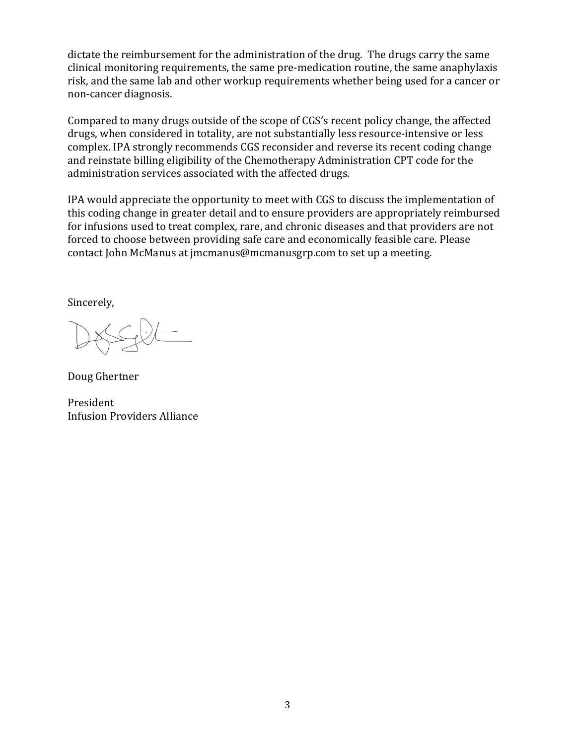dictate the reimbursement for the administration of the drug. The drugs carry the same clinical monitoring requirements, the same pre-medication routine, the same anaphylaxis risk, and the same lab and other workup requirements whether being used for a cancer or non-cancer diagnosis.

Compared to many drugs outside of the scope of CGS's recent policy change, the affected drugs, when considered in totality, are not substantially less resource-intensive or less complex. IPA strongly recommends CGS reconsider and reverse its recent coding change and reinstate billing eligibility of the Chemotherapy Administration CPT code for the administration services associated with the affected drugs.

IPA would appreciate the opportunity to meet with CGS to discuss the implementation of this coding change in greater detail and to ensure providers are appropriately reimbursed for infusions used to treat complex, rare, and chronic diseases and that providers are not forced to choose between providing safe care and economically feasible care. Please contact John McManus at jmcmanus@mcmanusgrp.com to set up a meeting.

Sincerely,

Doug Ghertner

President
Infusion Providers Alliance